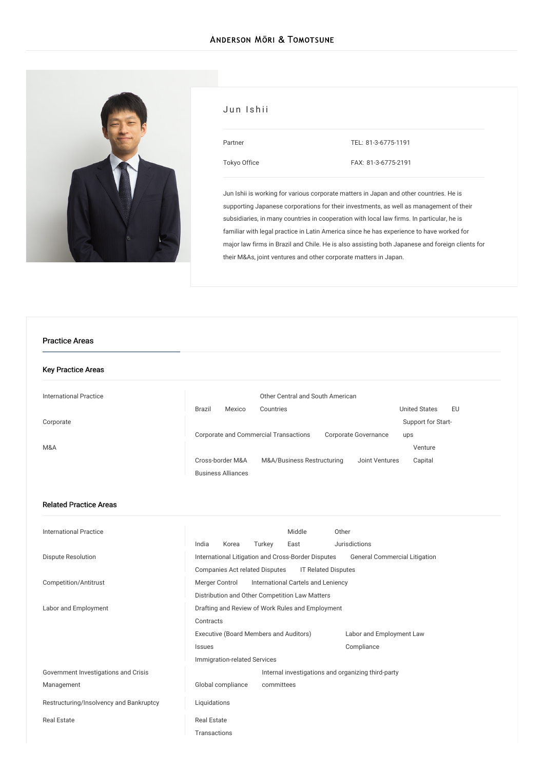# Jun Ishii

Partner

Tokyo Office

TEL: 81-3-6775-1191

FAX: 81-3-6775-2191

Jun Ishii is working for various corporate matters in Japan and other countries. He is supporting Japanese corporations for their investments, as well as management of their subsidiaries, in many countries in cooperation with local law firms. In particular, he is familiar with legal practice in Latin America since he has experience to have worked for major law firms in Brazil and Chile. He is also assisting both Japanese and foreign clients for their M&As, joint ventures and other corporate matters in Japan.

## Practice Areas

### Key Practice Areas

| | |
|---|---|
| International Practice | Brazil, Mexico, Other Central and South American Countries, United States, EU |
| Corporate | Corporate and Commercial Transactions, Corporate Governance, Support for Start-ups |
| M&A | Cross-border M&A, M&A/Business Restructuring, Joint Ventures, Venture Capital, Business Alliances |

### Related Practice Areas

| | |
|---|---|
| International Practice | India, Korea, Turkey, Middle East, Other Jurisdictions |
| Dispute Resolution | International Litigation and Cross-Border Disputes, General Commercial Litigation, Companies Act related Disputes, IT Related Disputes |
| Competition/Antitrust | Merger Control, International Cartels and Leniency, Distribution and Other Competition Law Matters |
| Labor and Employment | Drafting and Review of Work Rules and Employment Contracts, Executive (Board Members and Auditors) Issues, Labor and Employment Law Compliance, Immigration-related Services |
| Government Investigations and Crisis Management | Global compliance, Internal investigations and organizing third-party committees |
| Restructuring/Insolvency and Bankruptcy | Liquidations |
| Real Estate | Real Estate Transactions |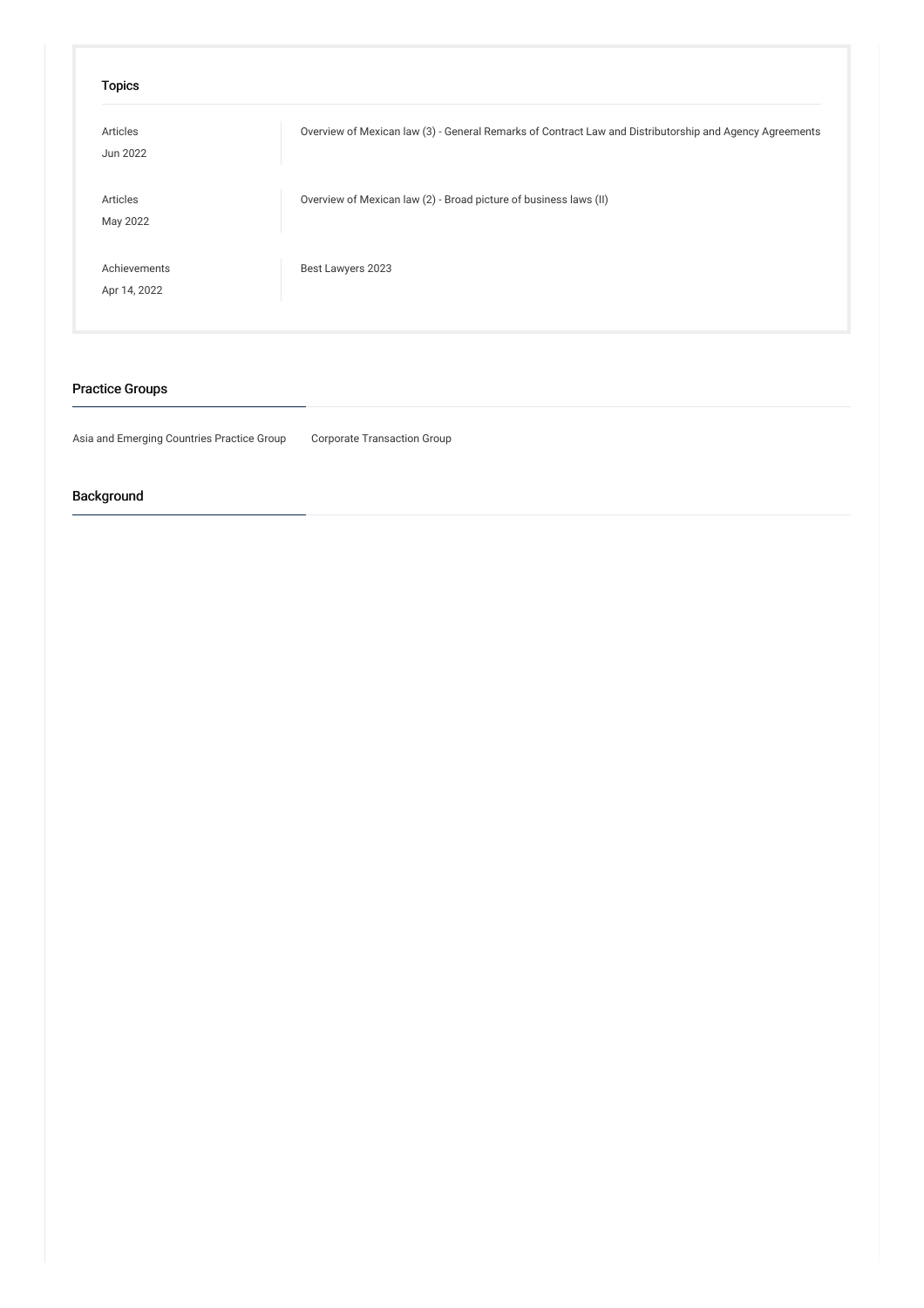## Topics

| | |
|---|---|
| Articles<br>Jun 2022 | Overview of Mexican law (3) - General Remarks of Contract Law and Distributorship and Agency Agreements |
| Articles<br>May 2022 | Overview of Mexican law (2) - Broad picture of business laws (II) |
| Achievements<br>Apr 14, 2022 | Best Lawyers 2023 |

## Practice Groups

Asia and Emerging Countries Practice Group

Corporate Transaction Group

## Background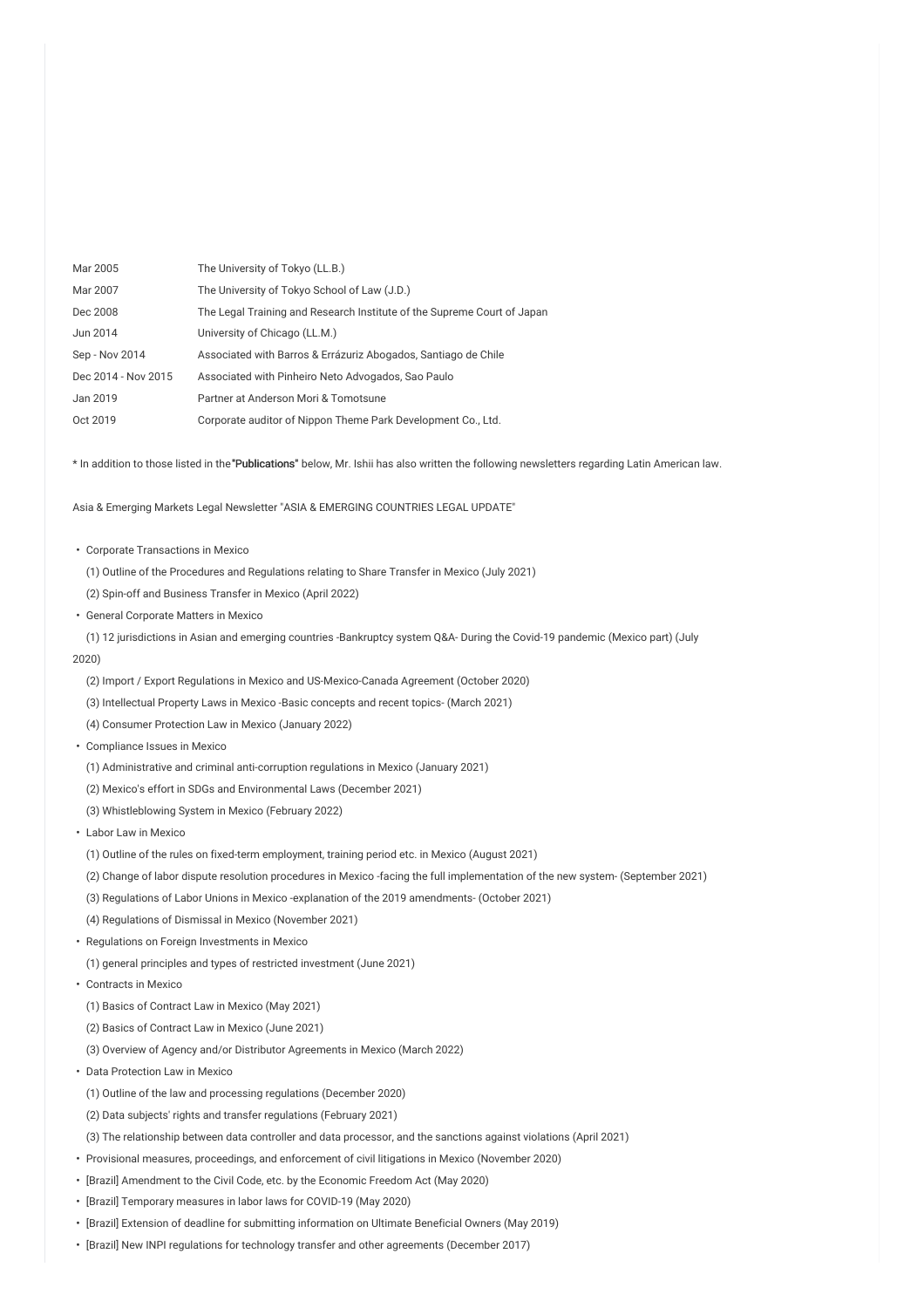| | |
|---|---|
| Mar 2005 | The University of Tokyo (LL.B.) |
| Mar 2007 | The University of Tokyo School of Law (J.D.) |
| Dec 2008 | The Legal Training and Research Institute of the Supreme Court of Japan |
| Jun 2014 | University of Chicago (LL.M.) |
| Sep - Nov 2014 | Associated with Barros & Errázuriz Abogados, Santiago de Chile |
| Dec 2014 - Nov 2015 | Associated with Pinheiro Neto Advogados, Sao Paulo |
| Jan 2019 | Partner at Anderson Mori & Tomotsune |
| Oct 2019 | Corporate auditor of Nippon Theme Park Development Co., Ltd. |

* In addition to those listed in the **"Publications"** below, Mr. Ishii has also written the following newsletters regarding Latin American law.

Asia & Emerging Markets Legal Newsletter "ASIA & EMERGING COUNTRIES LEGAL UPDATE"

- Corporate Transactions in Mexico
  (1) Outline of the Procedures and Regulations relating to Share Transfer in Mexico (July 2021)
  (2) Spin-off and Business Transfer in Mexico (April 2022)
- General Corporate Matters in Mexico
  (1) 12 jurisdictions in Asian and emerging countries -Bankruptcy system Q&A- During the Covid-19 pandemic (Mexico part) (July 2020)
  (2) Import / Export Regulations in Mexico and US-Mexico-Canada Agreement (October 2020)
  (3) Intellectual Property Laws in Mexico -Basic concepts and recent topics- (March 2021)
  (4) Consumer Protection Law in Mexico (January 2022)
- Compliance Issues in Mexico
  (1) Administrative and criminal anti-corruption regulations in Mexico (January 2021)
  (2) Mexico's effort in SDGs and Environmental Laws (December 2021)
  (3) Whistleblowing System in Mexico (February 2022)
- Labor Law in Mexico
  (1) Outline of the rules on fixed-term employment, training period etc. in Mexico (August 2021)
  (2) Change of labor dispute resolution procedures in Mexico -facing the full implementation of the new system- (September 2021)
  (3) Regulations of Labor Unions in Mexico -explanation of the 2019 amendments- (October 2021)
  (4) Regulations of Dismissal in Mexico (November 2021)
- Regulations on Foreign Investments in Mexico
  (1) general principles and types of restricted investment (June 2021)
- Contracts in Mexico
  (1) Basics of Contract Law in Mexico (May 2021)
  (2) Basics of Contract Law in Mexico (June 2021)
  (3) Overview of Agency and/or Distributor Agreements in Mexico (March 2022)
- Data Protection Law in Mexico
  (1) Outline of the law and processing regulations (December 2020)
  (2) Data subjects' rights and transfer regulations (February 2021)
  (3) The relationship between data controller and data processor, and the sanctions against violations (April 2021)
- Provisional measures, proceedings, and enforcement of civil litigations in Mexico (November 2020)
- [Brazil] Amendment to the Civil Code, etc. by the Economic Freedom Act (May 2020)
- [Brazil] Temporary measures in labor laws for COVID-19 (May 2020)
- [Brazil] Extension of deadline for submitting information on Ultimate Beneficial Owners (May 2019)
- [Brazil] New INPI regulations for technology transfer and other agreements (December 2017)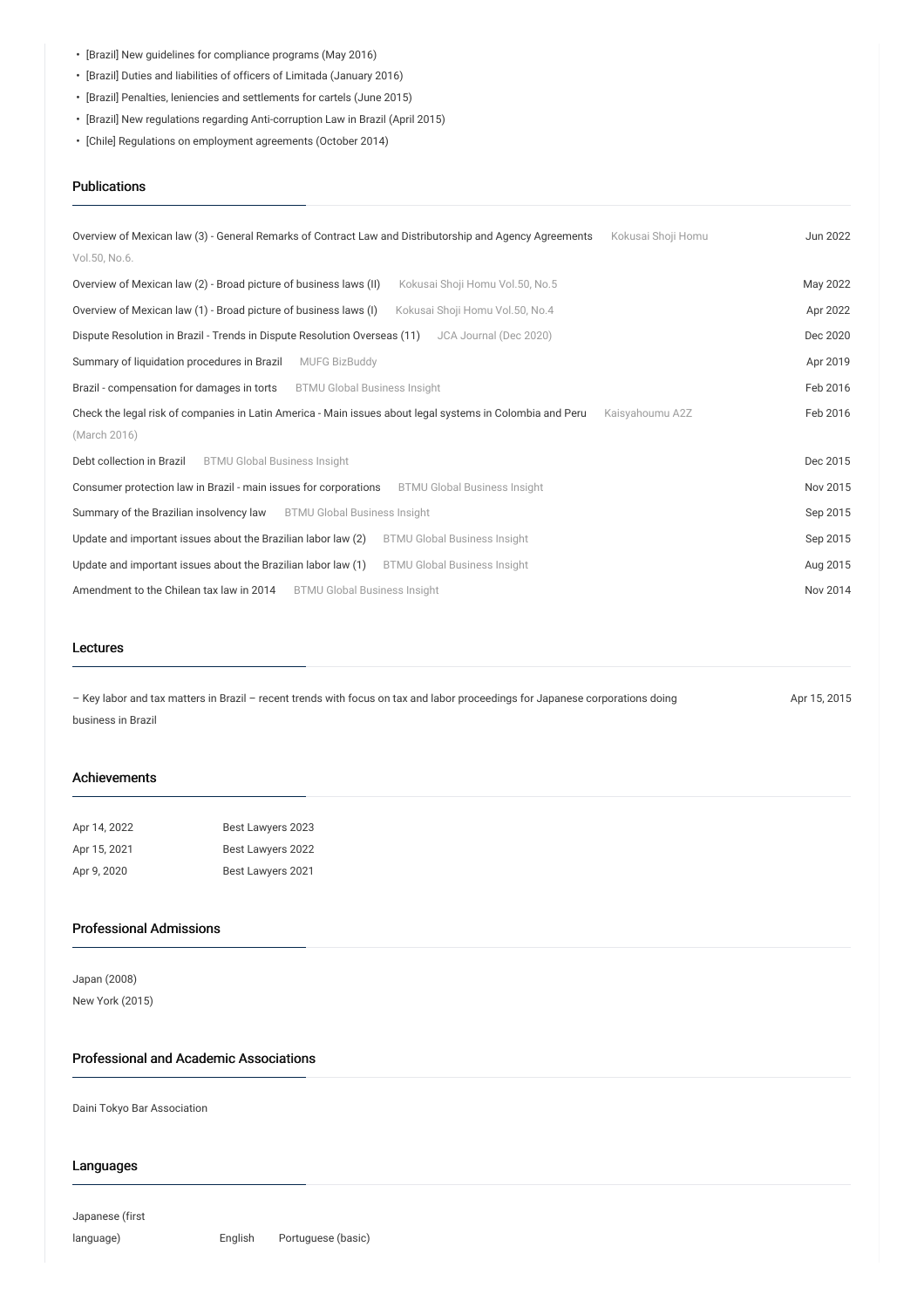- [Brazil] New guidelines for compliance programs (May 2016)
- [Brazil] Duties and liabilities of officers of Limitada (January 2016)
- [Brazil] Penalties, leniencies and settlements for cartels (June 2015)
- [Brazil] New regulations regarding Anti-corruption Law in Brazil (April 2015)
- [Chile] Regulations on employment agreements (October 2014)

## Publications

| | | |
|---|---|---|
| Overview of Mexican law (3) - General Remarks of Contract Law and Distributorship and Agency Agreements | Kokusai Shoji Homu Vol.50, No.6. | Jun 2022 |
| Overview of Mexican law (2) - Broad picture of business laws (II) | Kokusai Shoji Homu Vol.50, No.5 | May 2022 |
| Overview of Mexican law (1) - Broad picture of business laws (I) | Kokusai Shoji Homu Vol.50, No.4 | Apr 2022 |
| Dispute Resolution in Brazil - Trends in Dispute Resolution Overseas (11) | JCA Journal (Dec 2020) | Dec 2020 |
| Summary of liquidation procedures in Brazil | MUFG BizBuddy | Apr 2019 |
| Brazil - compensation for damages in torts | BTMU Global Business Insight | Feb 2016 |
| Check the legal risk of companies in Latin America - Main issues about legal systems in Colombia and Peru | Kaisyahoumu A2Z (March 2016) | Feb 2016 |
| Debt collection in Brazil | BTMU Global Business Insight | Dec 2015 |
| Consumer protection law in Brazil - main issues for corporations | BTMU Global Business Insight | Nov 2015 |
| Summary of the Brazilian insolvency law | BTMU Global Business Insight | Sep 2015 |
| Update and important issues about the Brazilian labor law (2) | BTMU Global Business Insight | Sep 2015 |
| Update and important issues about the Brazilian labor law (1) | BTMU Global Business Insight | Aug 2015 |
| Amendment to the Chilean tax law in 2014 | BTMU Global Business Insight | Nov 2014 |

## Lectures

| | |
|---|---|
| – Key labor and tax matters in Brazil – recent trends with focus on tax and labor proceedings for Japanese corporations doing business in Brazil | Apr 15, 2015 |

## Achievements

| | |
|---|---|
| Apr 14, 2022 | Best Lawyers 2023 |
| Apr 15, 2021 | Best Lawyers 2022 |
| Apr 9, 2020 | Best Lawyers 2021 |

## Professional Admissions

Japan (2008)

New York (2015)

## Professional and Academic Associations

Daini Tokyo Bar Association

## Languages

Japanese (first language)

English

Portuguese (basic)